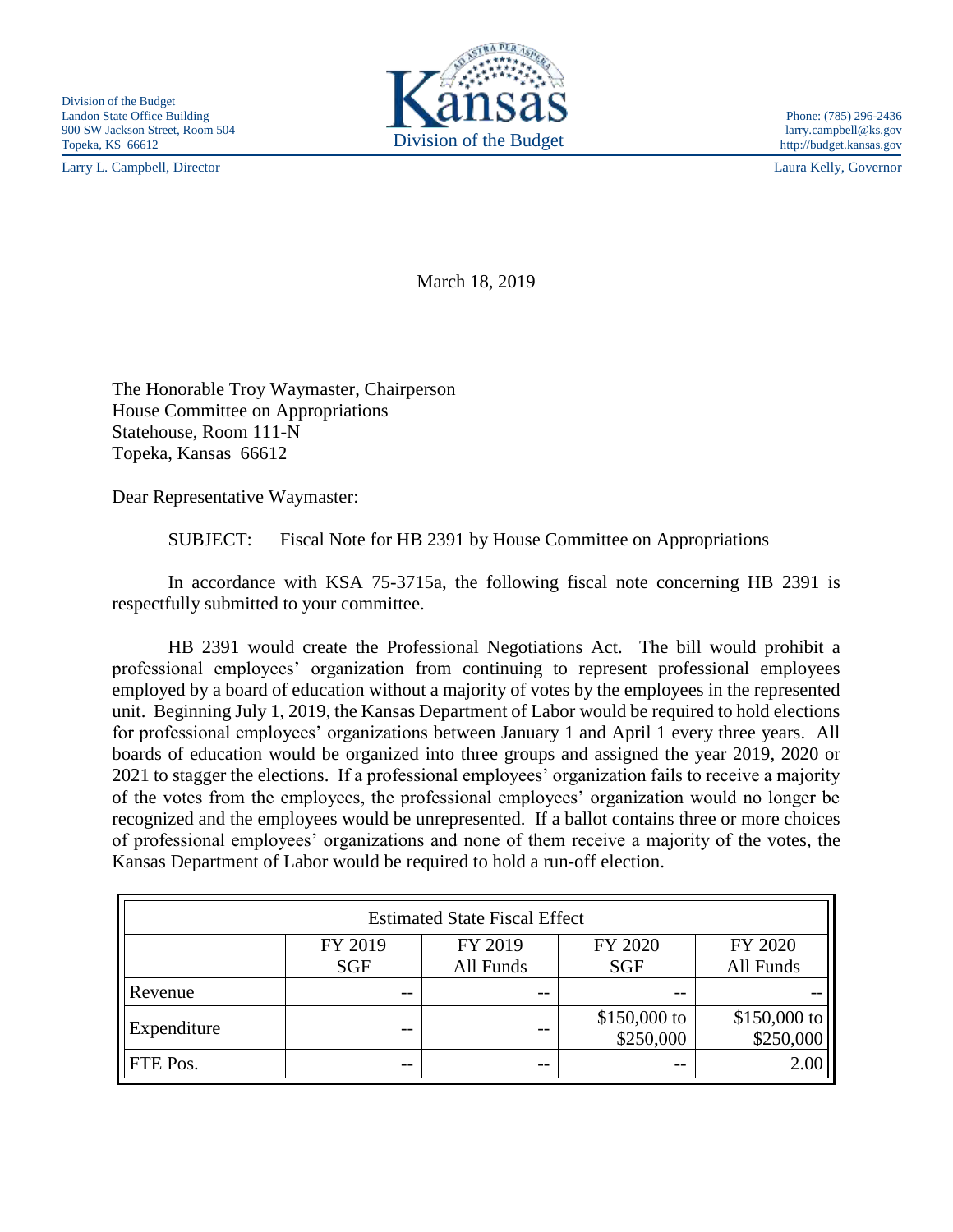Division of the Budget
Landon State Office Building
900 SW Jackson Street, Room 504
Topeka, KS 66612

Larry L. Campbell, Director

Kansas
Division of the Budget

Phone: (785) 296-2436
larry.campbell@ks.gov
http://budget.kansas.gov

Laura Kelly, Governor

March 18, 2019

The Honorable Troy Waymaster, Chairperson
House Committee on Appropriations
Statehouse, Room 111-N
Topeka, Kansas 66612

Dear Representative Waymaster:

SUBJECT: Fiscal Note for HB 2391 by House Committee on Appropriations

In accordance with KSA 75-3715a, the following fiscal note concerning HB 2391 is respectfully submitted to your committee.

HB 2391 would create the Professional Negotiations Act. The bill would prohibit a professional employees' organization from continuing to represent professional employees employed by a board of education without a majority of votes by the employees in the represented unit. Beginning July 1, 2019, the Kansas Department of Labor would be required to hold elections for professional employees' organizations between January 1 and April 1 every three years. All boards of education would be organized into three groups and assigned the year 2019, 2020 or 2021 to stagger the elections. If a professional employees' organization fails to receive a majority of the votes from the employees, the professional employees' organization would no longer be recognized and the employees would be unrepresented. If a ballot contains three or more choices of professional employees' organizations and none of them receive a majority of the votes, the Kansas Department of Labor would be required to hold a run-off election.

| Estimated State Fiscal Effect | | | | |
|---|---|---|---|---|
| | FY 2019 SGF | FY 2019 All Funds | FY 2020 SGF | FY 2020 All Funds |
| Revenue | -- | -- | -- | -- |
| Expenditure | -- | -- | $150,000 to $250,000 | $150,000 to $250,000 |
| FTE Pos. | -- | -- | -- | 2.00 |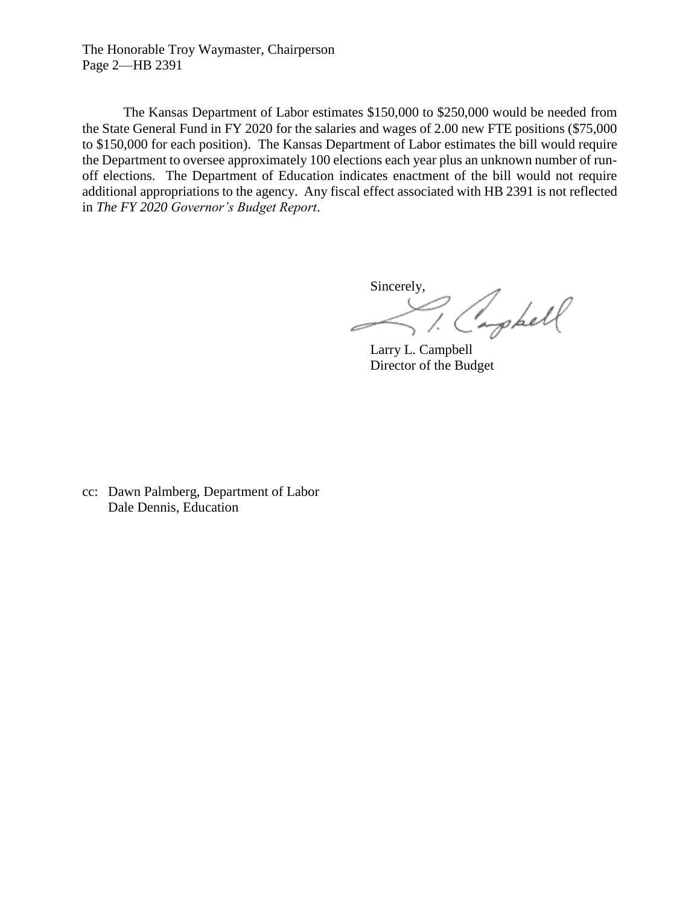The Kansas Department of Labor estimates $150,000 to $250,000 would be needed from the State General Fund in FY 2020 for the salaries and wages of 2.00 new FTE positions ($75,000 to $150,000 for each position). The Kansas Department of Labor estimates the bill would require the Department to oversee approximately 100 elections each year plus an unknown number of run-off elections. The Department of Education indicates enactment of the bill would not require additional appropriations to the agency. Any fiscal effect associated with HB 2391 is not reflected in *The FY 2020 Governor's Budget Report*.

Sincerely,

Larry L. Campbell
Director of the Budget

cc: Dawn Palmberg, Department of Labor
Dale Dennis, Education